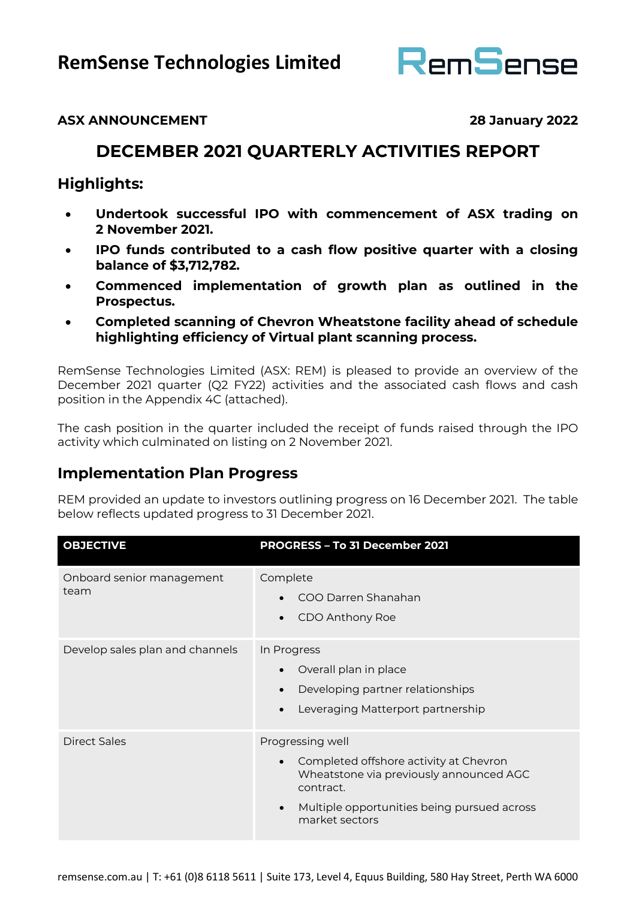# RemSense Technologies Limited

**ASX ANNOUNCEMENT** **28 January 2022**

## DECEMBER 2021 QUARTERLY ACTIVITIES REPORT

### Highlights:

- **Undertook successful IPO with commencement of ASX trading on 2 November 2021.**
- **IPO funds contributed to a cash flow positive quarter with a closing balance of $3,712,782.**
- **Commenced implementation of growth plan as outlined in the Prospectus.**
- **Completed scanning of Chevron Wheatstone facility ahead of schedule highlighting efficiency of Virtual plant scanning process.**

RemSense Technologies Limited (ASX: REM) is pleased to provide an overview of the December 2021 quarter (Q2 FY22) activities and the associated cash flows and cash position in the Appendix 4C (attached).

The cash position in the quarter included the receipt of funds raised through the IPO activity which culminated on listing on 2 November 2021.

### Implementation Plan Progress

REM provided an update to investors outlining progress on 16 December 2021. The table below reflects updated progress to 31 December 2021.

| OBJECTIVE | PROGRESS – To 31 December 2021 |
|---|---|
| Onboard senior management team | Complete<br>• COO Darren Shanahan<br>• CDO Anthony Roe |
| Develop sales plan and channels | In Progress<br>• Overall plan in place<br>• Developing partner relationships<br>• Leveraging Matterport partnership |
| Direct Sales | Progressing well<br>• Completed offshore activity at Chevron Wheatstone via previously announced AGC contract.<br>• Multiple opportunities being pursued across market sectors |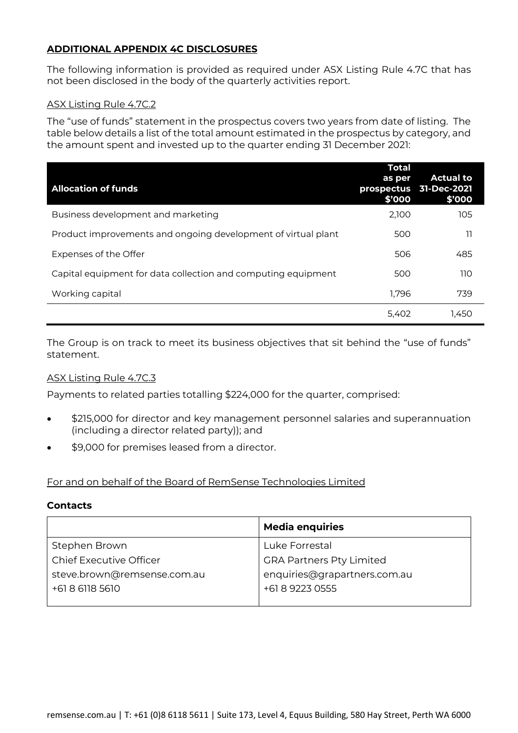## ADDITIONAL APPENDIX 4C DISCLOSURES

The following information is provided as required under ASX Listing Rule 4.7C that has not been disclosed in the body of the quarterly activities report.

ASX Listing Rule 4.7C.2

The "use of funds" statement in the prospectus covers two years from date of listing. The table below details a list of the total amount estimated in the prospectus by category, and the amount spent and invested up to the quarter ending 31 December 2021:

| Allocation of funds | Total as per prospectus $'000 | Actual to 31-Dec-2021 $'000 |
|---|---|---|
| Business development and marketing | 2,100 | 105 |
| Product improvements and ongoing development of virtual plant | 500 | 11 |
| Expenses of the Offer | 506 | 485 |
| Capital equipment for data collection and computing equipment | 500 | 110 |
| Working capital | 1,796 | 739 |
| | 5,402 | 1,450 |

The Group is on track to meet its business objectives that sit behind the "use of funds" statement.

ASX Listing Rule 4.7C.3

Payments to related parties totalling $224,000 for the quarter, comprised:

- $215,000 for director and key management personnel salaries and superannuation (including a director related party)); and
- $9,000 for premises leased from a director.

For and on behalf of the Board of RemSense Technologies Limited

**Contacts**

| | Media enquiries |
|---|---|
| Stephen Brown<br>Chief Executive Officer<br>steve.brown@remsense.com.au<br>+61 8 6118 5610 | Luke Forrestal<br>GRA Partners Pty Limited<br>enquiries@grapartners.com.au<br>+61 8 9223 0555 |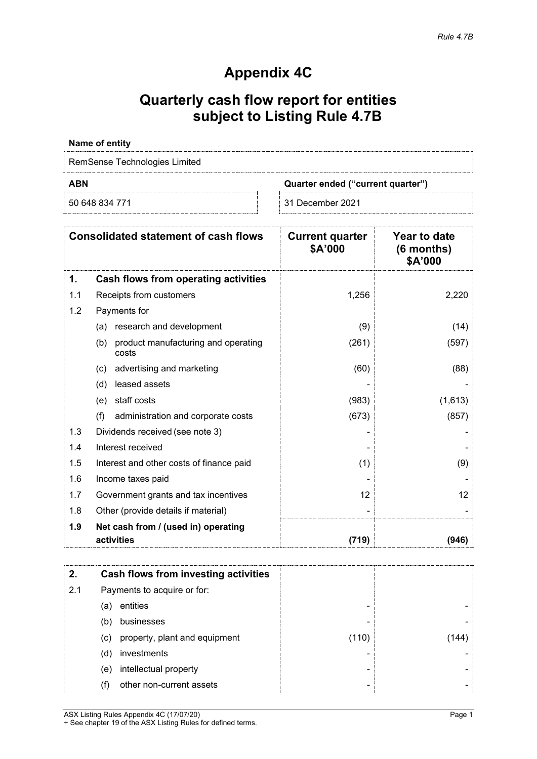*Rule 4.7B*

# Appendix 4C

## Quarterly cash flow report for entities subject to Listing Rule 4.7B

**Name of entity**

RemSense Technologies Limited

| ABN | Quarter ended ("current quarter") |
|---|---|
| 50 648 834 771 | 31 December 2021 |

| | Consolidated statement of cash flows | Current quarter $A'000 | Year to date (6 months) $A'000 |
|---|---|---|---|
| **1.** | **Cash flows from operating activities** | | |
| 1.1 | Receipts from customers | 1,256 | 2,220 |
| 1.2 | Payments for | | |
| | (a) research and development | (9) | (14) |
| | (b) product manufacturing and operating costs | (261) | (597) |
| | (c) advertising and marketing | (60) | (88) |
| | (d) leased assets | - | - |
| | (e) staff costs | (983) | (1,613) |
| | (f) administration and corporate costs | (673) | (857) |
| 1.3 | Dividends received (see note 3) | - | - |
| 1.4 | Interest received | - | - |
| 1.5 | Interest and other costs of finance paid | (1) | (9) |
| 1.6 | Income taxes paid | - | - |
| 1.7 | Government grants and tax incentives | 12 | 12 |
| 1.8 | Other (provide details if material) | - | - |
| **1.9** | **Net cash from / (used in) operating activities** | **(719)** | **(946)** |

| | | | |
|---|---|---|---|
| **2.** | **Cash flows from investing activities** | | |
| 2.1 | Payments to acquire or for: | | |
| | (a) entities | - | - |
| | (b) businesses | - | - |
| | (c) property, plant and equipment | (110) | (144) |
| | (d) investments | - | - |
| | (e) intellectual property | - | - |
| | (f) other non-current assets | - | - |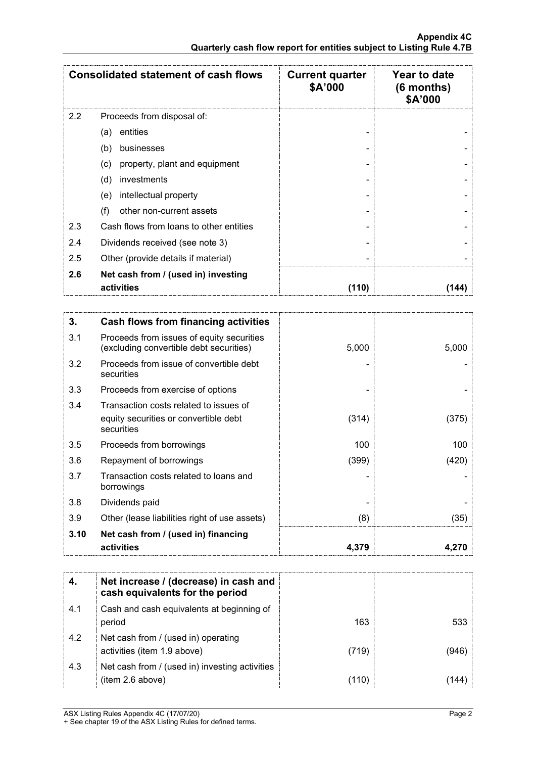| Consolidated statement of cash flows | | Current quarter $A'000 | Year to date (6 months) $A'000 |
|---|---|---|---|
| 2.2 | Proceeds from disposal of: | | |
| | (a) entities | - | - |
| | (b) businesses | - | - |
| | (c) property, plant and equipment | - | - |
| | (d) investments | - | - |
| | (e) intellectual property | - | - |
| | (f) other non-current assets | - | - |
| 2.3 | Cash flows from loans to other entities | - | - |
| 2.4 | Dividends received (see note 3) | - | - |
| 2.5 | Other (provide details if material) | - | - |
| **2.6** | **Net cash from / (used in) investing activities** | **(110)** | **(144)** |

| 3. | Cash flows from financing activities | | |
|---|---|---|---|
| 3.1 | Proceeds from issues of equity securities (excluding convertible debt securities) | 5,000 | 5,000 |
| 3.2 | Proceeds from issue of convertible debt securities | - | - |
| 3.3 | Proceeds from exercise of options | - | - |
| 3.4 | Transaction costs related to issues of equity securities or convertible debt securities | (314) | (375) |
| 3.5 | Proceeds from borrowings | 100 | 100 |
| 3.6 | Repayment of borrowings | (399) | (420) |
| 3.7 | Transaction costs related to loans and borrowings | - | - |
| 3.8 | Dividends paid | - | - |
| 3.9 | Other (lease liabilities right of use assets) | (8) | (35) |
| **3.10** | **Net cash from / (used in) financing activities** | **4,379** | **4,270** |

| 4. | Net increase / (decrease) in cash and cash equivalents for the period | | |
|---|---|---|---|
| 4.1 | Cash and cash equivalents at beginning of period | 163 | 533 |
| 4.2 | Net cash from / (used in) operating activities (item 1.9 above) | (719) | (946) |
| 4.3 | Net cash from / (used in) investing activities (item 2.6 above) | (110) | (144) |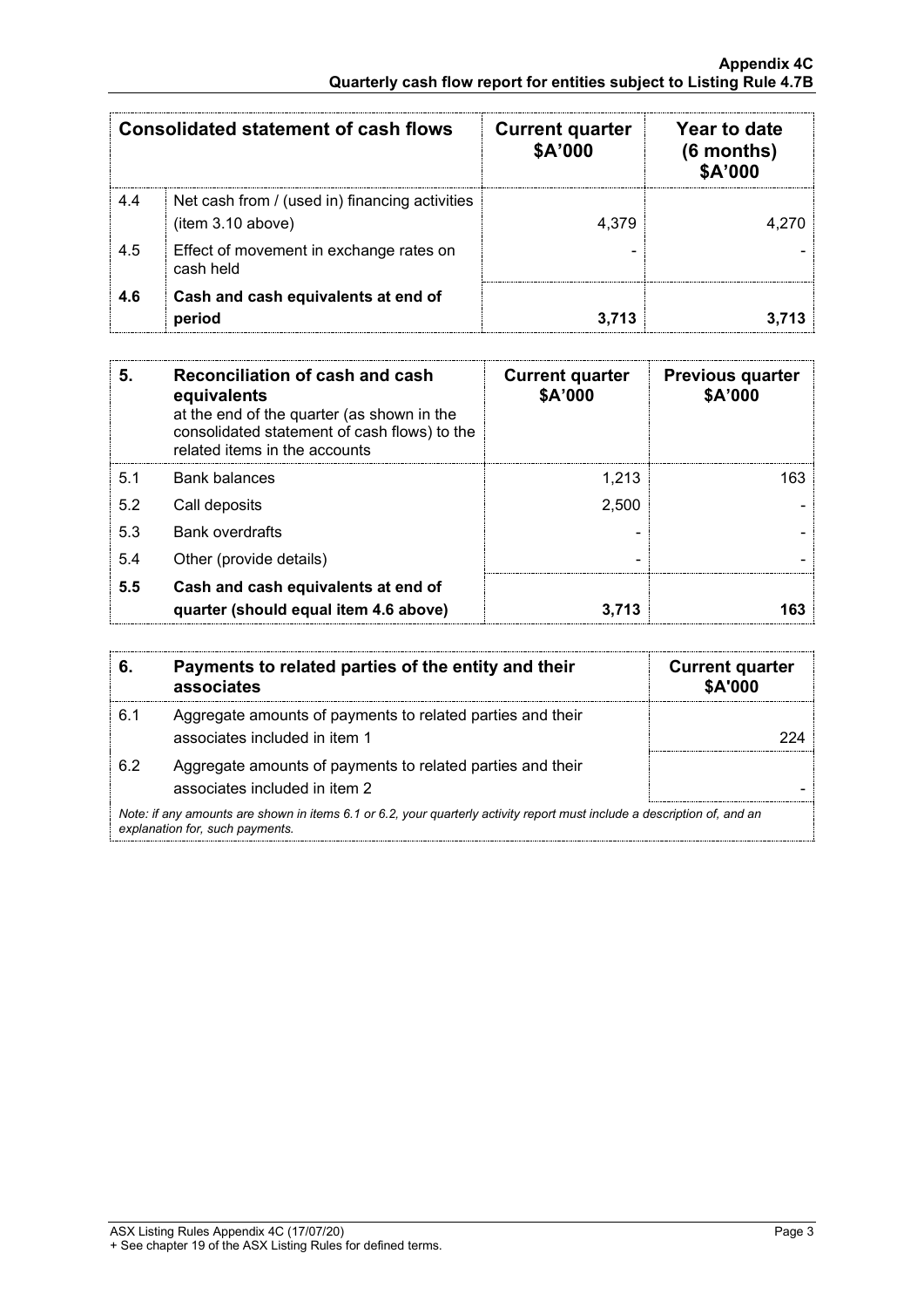| | Consolidated statement of cash flows | Current quarter $A'000 | Year to date (6 months) $A'000 |
|---|---|---|---|
| 4.4 | Net cash from / (used in) financing activities (item 3.10 above) | 4,379 | 4,270 |
| 4.5 | Effect of movement in exchange rates on cash held | - | - |
| **4.6** | **Cash and cash equivalents at end of period** | **3,713** | **3,713** |

| **5.** | **Reconciliation of cash and cash equivalents** at the end of the quarter (as shown in the consolidated statement of cash flows) to the related items in the accounts | **Current quarter $A'000** | **Previous quarter $A'000** |
|---|---|---|---|
| 5.1 | Bank balances | 1,213 | 163 |
| 5.2 | Call deposits | 2,500 | - |
| 5.3 | Bank overdrafts | - | - |
| 5.4 | Other (provide details) | - | - |
| **5.5** | **Cash and cash equivalents at end of quarter (should equal item 4.6 above)** | **3,713** | **163** |

| **6.** | **Payments to related parties of the entity and their associates** | **Current quarter $A'000** |
|---|---|---|
| 6.1 | Aggregate amounts of payments to related parties and their associates included in item 1 | 224 |
| 6.2 | Aggregate amounts of payments to related parties and their associates included in item 2 | - |

*Note: if any amounts are shown in items 6.1 or 6.2, your quarterly activity report must include a description of, and an explanation for, such payments.*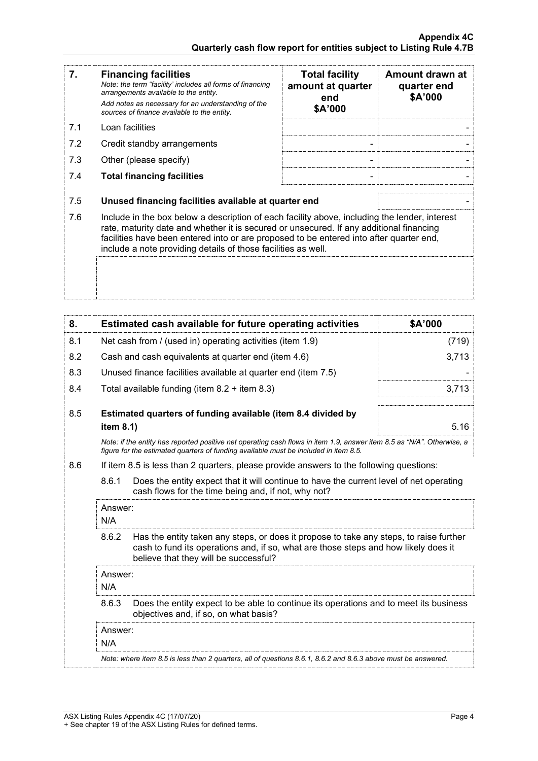| 7. | **Financing facilities**<br>*Note: the term "facility' includes all forms of financing arrangements available to the entity.*<br>*Add notes as necessary for an understanding of the sources of finance available to the entity.* | **Total facility amount at quarter end $A'000** | **Amount drawn at quarter end $A'000** |
|---|---|---|---|
| 7.1 | Loan facilities | | - |
| 7.2 | Credit standby arrangements | - | - |
| 7.3 | Other (please specify) | - | - |
| 7.4 | **Total financing facilities** | - | - |

| | | |
|---|---|---|
| 7.5 | **Unused financing facilities available at quarter end** | - |

7.6 Include in the box below a description of each facility above, including the lender, interest rate, maturity date and whether it is secured or unsecured. If any additional financing facilities have been entered into or are proposed to be entered into after quarter end, include a note providing details of those facilities as well.

| 8. | **Estimated cash available for future operating activities** | **$A'000** |
|---|---|---|
| 8.1 | Net cash from / (used in) operating activities (item 1.9) | (719) |
| 8.2 | Cash and cash equivalents at quarter end (item 4.6) | 3,713 |
| 8.3 | Unused finance facilities available at quarter end (item 7.5) | - |
| 8.4 | Total available funding (item 8.2 + item 8.3) | 3,713 |
| 8.5 | **Estimated quarters of funding available (item 8.4 divided by item 8.1)** | 5.16 |

*Note: if the entity has reported positive net operating cash flows in item 1.9, answer item 8.5 as "N/A". Otherwise, a figure for the estimated quarters of funding available must be included in item 8.5.*

8.6 If item 8.5 is less than 2 quarters, please provide answers to the following questions:

8.6.1 Does the entity expect that it will continue to have the current level of net operating cash flows for the time being and, if not, why not?

Answer:
N/A

8.6.2 Has the entity taken any steps, or does it propose to take any steps, to raise further cash to fund its operations and, if so, what are those steps and how likely does it believe that they will be successful?

Answer:
N/A

8.6.3 Does the entity expect to be able to continue its operations and to meet its business objectives and, if so, on what basis?

Answer:
N/A

*Note: where item 8.5 is less than 2 quarters, all of questions 8.6.1, 8.6.2 and 8.6.3 above must be answered.*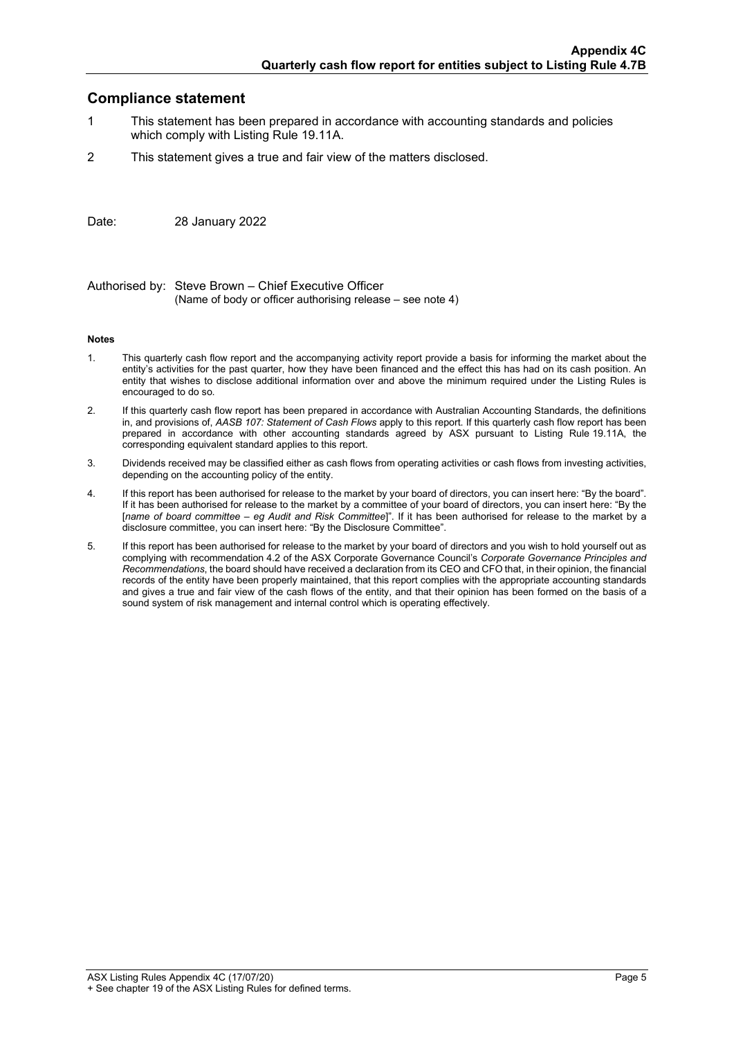## Compliance statement

1 This statement has been prepared in accordance with accounting standards and policies which comply with Listing Rule 19.11A.

2 This statement gives a true and fair view of the matters disclosed.

Date: 28 January 2022

Authorised by: Steve Brown – Chief Executive Officer
(Name of body or officer authorising release – see note 4)

**Notes**

1. This quarterly cash flow report and the accompanying activity report provide a basis for informing the market about the entity's activities for the past quarter, how they have been financed and the effect this has had on its cash position. An entity that wishes to disclose additional information over and above the minimum required under the Listing Rules is encouraged to do so.

2. If this quarterly cash flow report has been prepared in accordance with Australian Accounting Standards, the definitions in, and provisions of, *AASB 107: Statement of Cash Flows* apply to this report. If this quarterly cash flow report has been prepared in accordance with other accounting standards agreed by ASX pursuant to Listing Rule 19.11A, the corresponding equivalent standard applies to this report.

3. Dividends received may be classified either as cash flows from operating activities or cash flows from investing activities, depending on the accounting policy of the entity.

4. If this report has been authorised for release to the market by your board of directors, you can insert here: "By the board". If it has been authorised for release to the market by a committee of your board of directors, you can insert here: "By the [*name of board committee – eg Audit and Risk Committee*]". If it has been authorised for release to the market by a disclosure committee, you can insert here: "By the Disclosure Committee".

5. If this report has been authorised for release to the market by your board of directors and you wish to hold yourself out as complying with recommendation 4.2 of the ASX Corporate Governance Council's *Corporate Governance Principles and Recommendations*, the board should have received a declaration from its CEO and CFO that, in their opinion, the financial records of the entity have been properly maintained, that this report complies with the appropriate accounting standards and gives a true and fair view of the cash flows of the entity, and that their opinion has been formed on the basis of a sound system of risk management and internal control which is operating effectively.